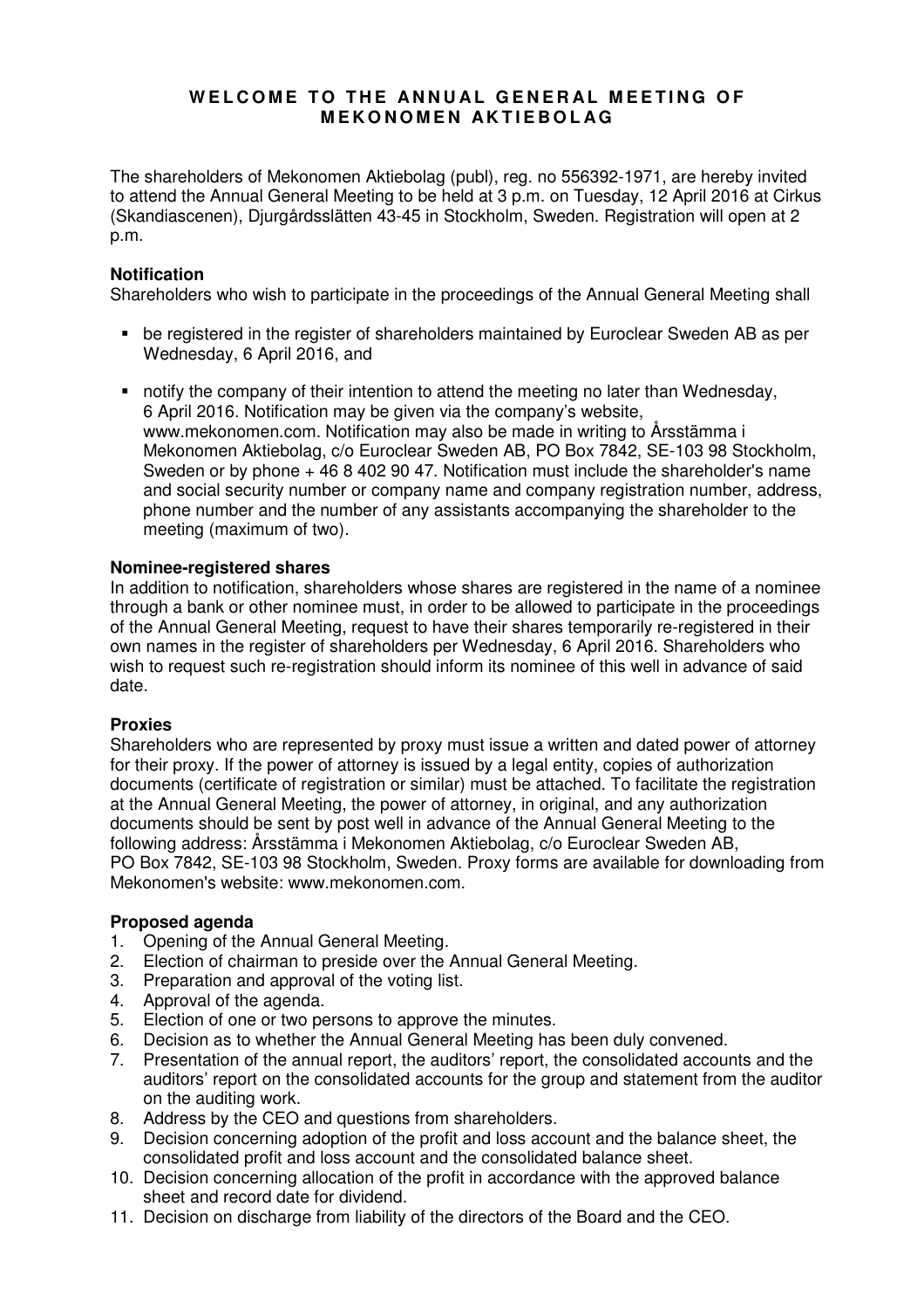# WELCOME TO THE ANNUAL GENERAL MEETING OF MEKONOMEN AKTIEBOLAG

The shareholders of Mekonomen Aktiebolag (publ), reg. no 556392-1971, are hereby invited to attend the Annual General Meeting to be held at 3 p.m. on Tuesday, 12 April 2016 at Cirkus (Skandiascenen), Djurgårdsslätten 43-45 in Stockholm, Sweden. Registration will open at 2 p.m.

**Notification**

Shareholders who wish to participate in the proceedings of the Annual General Meeting shall

- be registered in the register of shareholders maintained by Euroclear Sweden AB as per Wednesday, 6 April 2016, and
- notify the company of their intention to attend the meeting no later than Wednesday, 6 April 2016. Notification may be given via the company's website, www.mekonomen.com. Notification may also be made in writing to Årsstämma i Mekonomen Aktiebolag, c/o Euroclear Sweden AB, PO Box 7842, SE-103 98 Stockholm, Sweden or by phone + 46 8 402 90 47. Notification must include the shareholder's name and social security number or company name and company registration number, address, phone number and the number of any assistants accompanying the shareholder to the meeting (maximum of two).

**Nominee-registered shares**

In addition to notification, shareholders whose shares are registered in the name of a nominee through a bank or other nominee must, in order to be allowed to participate in the proceedings of the Annual General Meeting, request to have their shares temporarily re-registered in their own names in the register of shareholders per Wednesday, 6 April 2016. Shareholders who wish to request such re-registration should inform its nominee of this well in advance of said date.

**Proxies**

Shareholders who are represented by proxy must issue a written and dated power of attorney for their proxy. If the power of attorney is issued by a legal entity, copies of authorization documents (certificate of registration or similar) must be attached. To facilitate the registration at the Annual General Meeting, the power of attorney, in original, and any authorization documents should be sent by post well in advance of the Annual General Meeting to the following address: Årsstämma i Mekonomen Aktiebolag, c/o Euroclear Sweden AB, PO Box 7842, SE-103 98 Stockholm, Sweden. Proxy forms are available for downloading from Mekonomen's website: www.mekonomen.com.

**Proposed agenda**

1. Opening of the Annual General Meeting.
2. Election of chairman to preside over the Annual General Meeting.
3. Preparation and approval of the voting list.
4. Approval of the agenda.
5. Election of one or two persons to approve the minutes.
6. Decision as to whether the Annual General Meeting has been duly convened.
7. Presentation of the annual report, the auditors' report, the consolidated accounts and the auditors' report on the consolidated accounts for the group and statement from the auditor on the auditing work.
8. Address by the CEO and questions from shareholders.
9. Decision concerning adoption of the profit and loss account and the balance sheet, the consolidated profit and loss account and the consolidated balance sheet.
10. Decision concerning allocation of the profit in accordance with the approved balance sheet and record date for dividend.
11. Decision on discharge from liability of the directors of the Board and the CEO.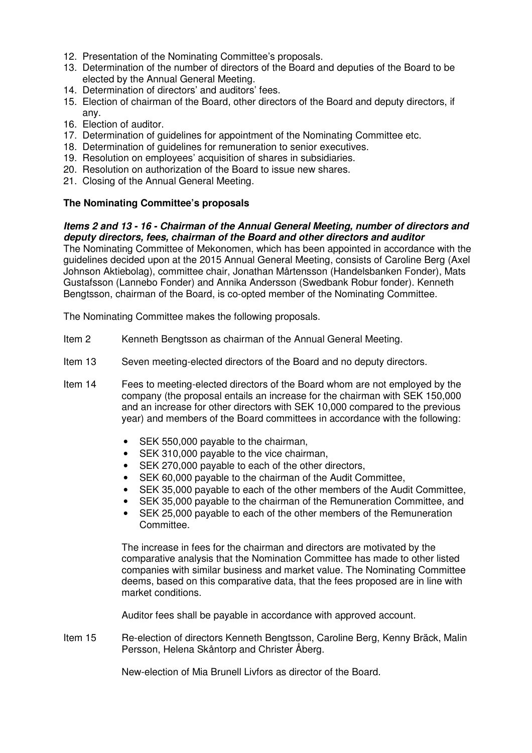12. Presentation of the Nominating Committee's proposals.
13. Determination of the number of directors of the Board and deputies of the Board to be elected by the Annual General Meeting.
14. Determination of directors' and auditors' fees.
15. Election of chairman of the Board, other directors of the Board and deputy directors, if any.
16. Election of auditor.
17. Determination of guidelines for appointment of the Nominating Committee etc.
18. Determination of guidelines for remuneration to senior executives.
19. Resolution on employees' acquisition of shares in subsidiaries.
20. Resolution on authorization of the Board to issue new shares.
21. Closing of the Annual General Meeting.

**The Nominating Committee's proposals**

***Items 2 and 13 - 16 - Chairman of the Annual General Meeting, number of directors and deputy directors, fees, chairman of the Board and other directors and auditor***

The Nominating Committee of Mekonomen, which has been appointed in accordance with the guidelines decided upon at the 2015 Annual General Meeting, consists of Caroline Berg (Axel Johnson Aktiebolag), committee chair, Jonathan Mårtensson (Handelsbanken Fonder), Mats Gustafsson (Lannebo Fonder) and Annika Andersson (Swedbank Robur fonder). Kenneth Bengtsson, chairman of the Board, is co-opted member of the Nominating Committee.

The Nominating Committee makes the following proposals.

Item 2 Kenneth Bengtsson as chairman of the Annual General Meeting.

Item 13 Seven meeting-elected directors of the Board and no deputy directors.

Item 14 Fees to meeting-elected directors of the Board whom are not employed by the company (the proposal entails an increase for the chairman with SEK 150,000 and an increase for other directors with SEK 10,000 compared to the previous year) and members of the Board committees in accordance with the following:

- SEK 550,000 payable to the chairman,
- SEK 310,000 payable to the vice chairman,
- SEK 270,000 payable to each of the other directors,
- SEK 60,000 payable to the chairman of the Audit Committee,
- SEK 35,000 payable to each of the other members of the Audit Committee,
- SEK 35,000 payable to the chairman of the Remuneration Committee, and
- SEK 25,000 payable to each of the other members of the Remuneration Committee.

The increase in fees for the chairman and directors are motivated by the comparative analysis that the Nomination Committee has made to other listed companies with similar business and market value. The Nominating Committee deems, based on this comparative data, that the fees proposed are in line with market conditions.

Auditor fees shall be payable in accordance with approved account.

Item 15 Re-election of directors Kenneth Bengtsson, Caroline Berg, Kenny Bräck, Malin Persson, Helena Skåntorp and Christer Åberg.

New-election of Mia Brunell Livfors as director of the Board.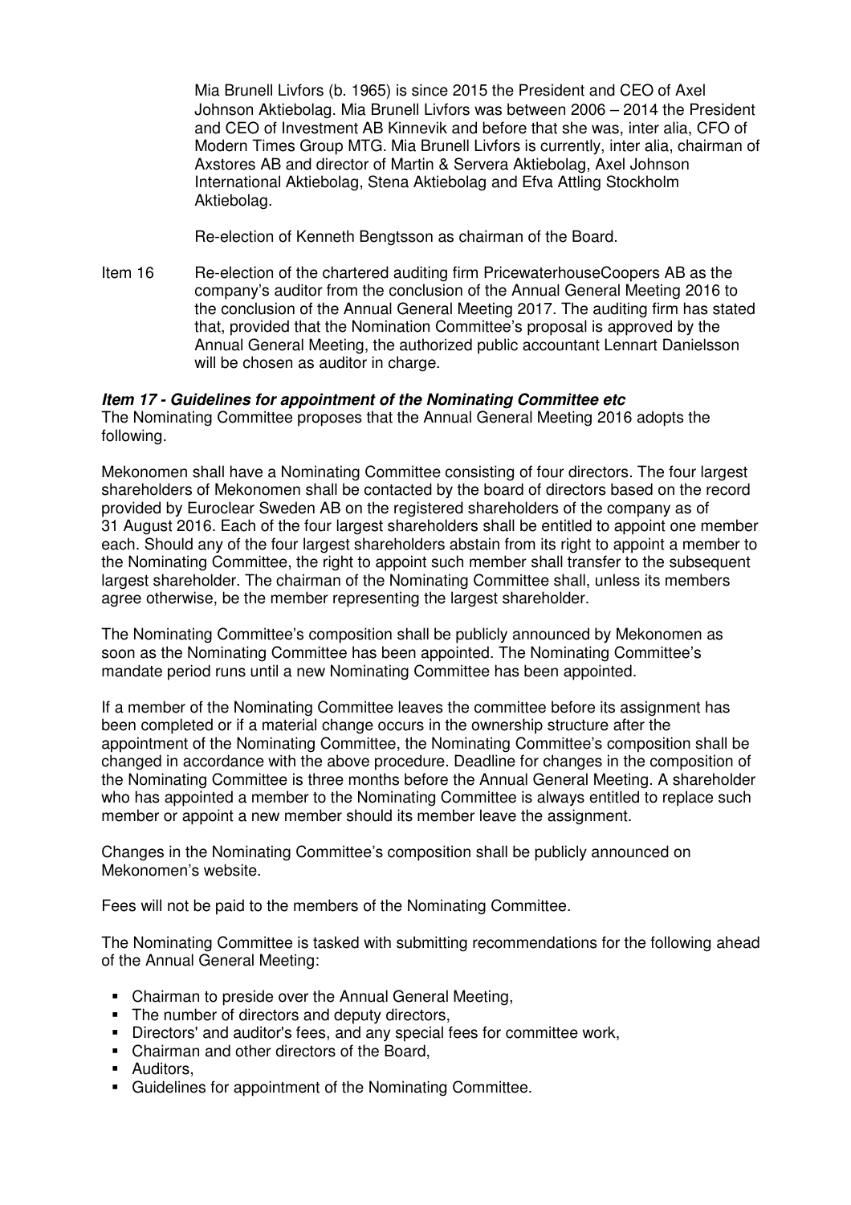Mia Brunell Livfors (b. 1965) is since 2015 the President and CEO of Axel Johnson Aktiebolag. Mia Brunell Livfors was between 2006 – 2014 the President and CEO of Investment AB Kinnevik and before that she was, inter alia, CFO of Modern Times Group MTG. Mia Brunell Livfors is currently, inter alia, chairman of Axstores AB and director of Martin & Servera Aktiebolag, Axel Johnson International Aktiebolag, Stena Aktiebolag and Efva Attling Stockholm Aktiebolag.

Re-election of Kenneth Bengtsson as chairman of the Board.

Item 16 Re-election of the chartered auditing firm PricewaterhouseCoopers AB as the company's auditor from the conclusion of the Annual General Meeting 2016 to the conclusion of the Annual General Meeting 2017. The auditing firm has stated that, provided that the Nomination Committee's proposal is approved by the Annual General Meeting, the authorized public accountant Lennart Danielsson will be chosen as auditor in charge.

***Item 17 - Guidelines for appointment of the Nominating Committee etc***

The Nominating Committee proposes that the Annual General Meeting 2016 adopts the following.

Mekonomen shall have a Nominating Committee consisting of four directors. The four largest shareholders of Mekonomen shall be contacted by the board of directors based on the record provided by Euroclear Sweden AB on the registered shareholders of the company as of 31 August 2016. Each of the four largest shareholders shall be entitled to appoint one member each. Should any of the four largest shareholders abstain from its right to appoint a member to the Nominating Committee, the right to appoint such member shall transfer to the subsequent largest shareholder. The chairman of the Nominating Committee shall, unless its members agree otherwise, be the member representing the largest shareholder.

The Nominating Committee's composition shall be publicly announced by Mekonomen as soon as the Nominating Committee has been appointed. The Nominating Committee's mandate period runs until a new Nominating Committee has been appointed.

If a member of the Nominating Committee leaves the committee before its assignment has been completed or if a material change occurs in the ownership structure after the appointment of the Nominating Committee, the Nominating Committee's composition shall be changed in accordance with the above procedure. Deadline for changes in the composition of the Nominating Committee is three months before the Annual General Meeting. A shareholder who has appointed a member to the Nominating Committee is always entitled to replace such member or appoint a new member should its member leave the assignment.

Changes in the Nominating Committee's composition shall be publicly announced on Mekonomen's website.

Fees will not be paid to the members of the Nominating Committee.

The Nominating Committee is tasked with submitting recommendations for the following ahead of the Annual General Meeting:

- Chairman to preside over the Annual General Meeting,
- The number of directors and deputy directors,
- Directors' and auditor's fees, and any special fees for committee work,
- Chairman and other directors of the Board,
- Auditors,
- Guidelines for appointment of the Nominating Committee.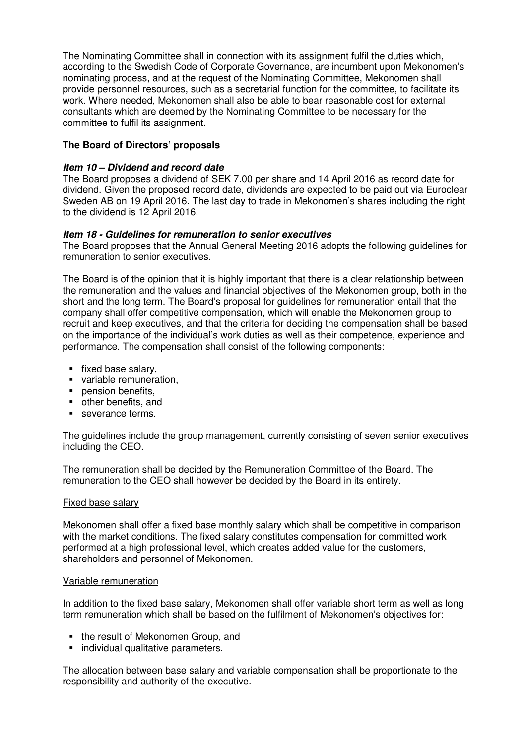The Nominating Committee shall in connection with its assignment fulfil the duties which, according to the Swedish Code of Corporate Governance, are incumbent upon Mekonomen's nominating process, and at the request of the Nominating Committee, Mekonomen shall provide personnel resources, such as a secretarial function for the committee, to facilitate its work. Where needed, Mekonomen shall also be able to bear reasonable cost for external consultants which are deemed by the Nominating Committee to be necessary for the committee to fulfil its assignment.

**The Board of Directors' proposals**

***Item 10 – Dividend and record date***

The Board proposes a dividend of SEK 7.00 per share and 14 April 2016 as record date for dividend. Given the proposed record date, dividends are expected to be paid out via Euroclear Sweden AB on 19 April 2016. The last day to trade in Mekonomen's shares including the right to the dividend is 12 April 2016.

***Item 18 - Guidelines for remuneration to senior executives***

The Board proposes that the Annual General Meeting 2016 adopts the following guidelines for remuneration to senior executives.

The Board is of the opinion that it is highly important that there is a clear relationship between the remuneration and the values and financial objectives of the Mekonomen group, both in the short and the long term. The Board's proposal for guidelines for remuneration entail that the company shall offer competitive compensation, which will enable the Mekonomen group to recruit and keep executives, and that the criteria for deciding the compensation shall be based on the importance of the individual's work duties as well as their competence, experience and performance. The compensation shall consist of the following components:

- fixed base salary,
- variable remuneration,
- pension benefits,
- other benefits, and
- severance terms.

The guidelines include the group management, currently consisting of seven senior executives including the CEO.

The remuneration shall be decided by the Remuneration Committee of the Board. The remuneration to the CEO shall however be decided by the Board in its entirety.

Fixed base salary

Mekonomen shall offer a fixed base monthly salary which shall be competitive in comparison with the market conditions. The fixed salary constitutes compensation for committed work performed at a high professional level, which creates added value for the customers, shareholders and personnel of Mekonomen.

Variable remuneration

In addition to the fixed base salary, Mekonomen shall offer variable short term as well as long term remuneration which shall be based on the fulfilment of Mekonomen's objectives for:

- the result of Mekonomen Group, and
- individual qualitative parameters.

The allocation between base salary and variable compensation shall be proportionate to the responsibility and authority of the executive.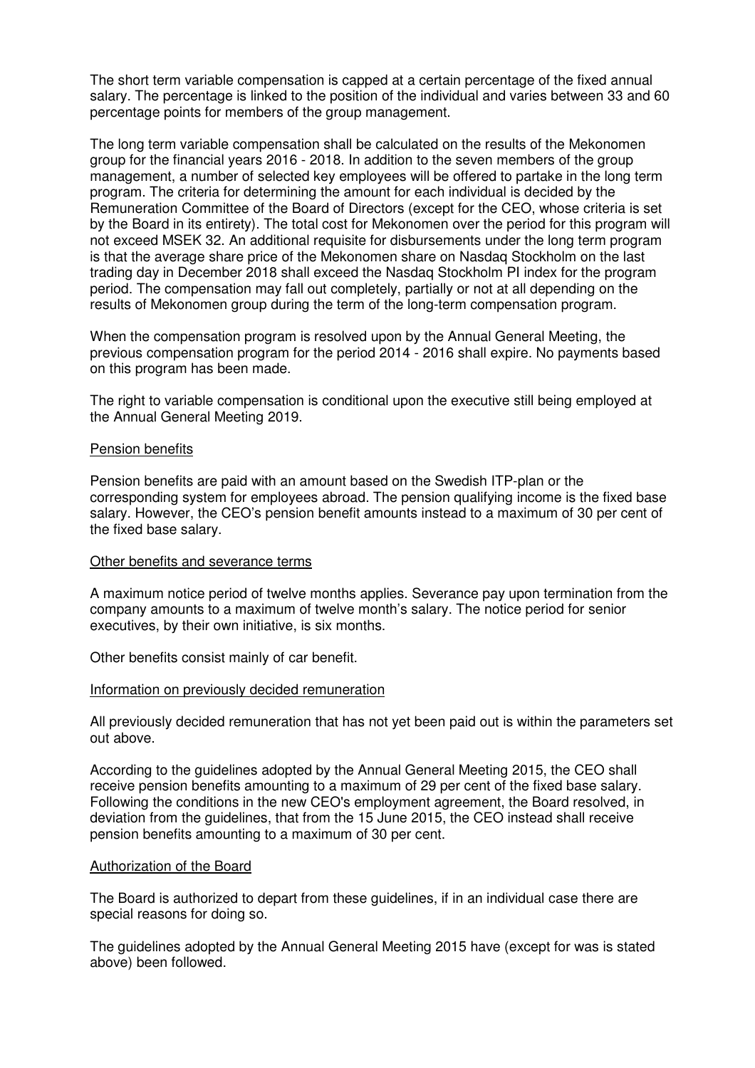The short term variable compensation is capped at a certain percentage of the fixed annual salary. The percentage is linked to the position of the individual and varies between 33 and 60 percentage points for members of the group management.

The long term variable compensation shall be calculated on the results of the Mekonomen group for the financial years 2016 - 2018. In addition to the seven members of the group management, a number of selected key employees will be offered to partake in the long term program. The criteria for determining the amount for each individual is decided by the Remuneration Committee of the Board of Directors (except for the CEO, whose criteria is set by the Board in its entirety). The total cost for Mekonomen over the period for this program will not exceed MSEK 32. An additional requisite for disbursements under the long term program is that the average share price of the Mekonomen share on Nasdaq Stockholm on the last trading day in December 2018 shall exceed the Nasdaq Stockholm PI index for the program period. The compensation may fall out completely, partially or not at all depending on the results of Mekonomen group during the term of the long-term compensation program.

When the compensation program is resolved upon by the Annual General Meeting, the previous compensation program for the period 2014 - 2016 shall expire. No payments based on this program has been made.

The right to variable compensation is conditional upon the executive still being employed at the Annual General Meeting 2019.

## Pension benefits

Pension benefits are paid with an amount based on the Swedish ITP-plan or the corresponding system for employees abroad. The pension qualifying income is the fixed base salary. However, the CEO's pension benefit amounts instead to a maximum of 30 per cent of the fixed base salary.

## Other benefits and severance terms

A maximum notice period of twelve months applies. Severance pay upon termination from the company amounts to a maximum of twelve month's salary. The notice period for senior executives, by their own initiative, is six months.

Other benefits consist mainly of car benefit.

## Information on previously decided remuneration

All previously decided remuneration that has not yet been paid out is within the parameters set out above.

According to the guidelines adopted by the Annual General Meeting 2015, the CEO shall receive pension benefits amounting to a maximum of 29 per cent of the fixed base salary. Following the conditions in the new CEO's employment agreement, the Board resolved, in deviation from the guidelines, that from the 15 June 2015, the CEO instead shall receive pension benefits amounting to a maximum of 30 per cent.

## Authorization of the Board

The Board is authorized to depart from these guidelines, if in an individual case there are special reasons for doing so.

The guidelines adopted by the Annual General Meeting 2015 have (except for was is stated above) been followed.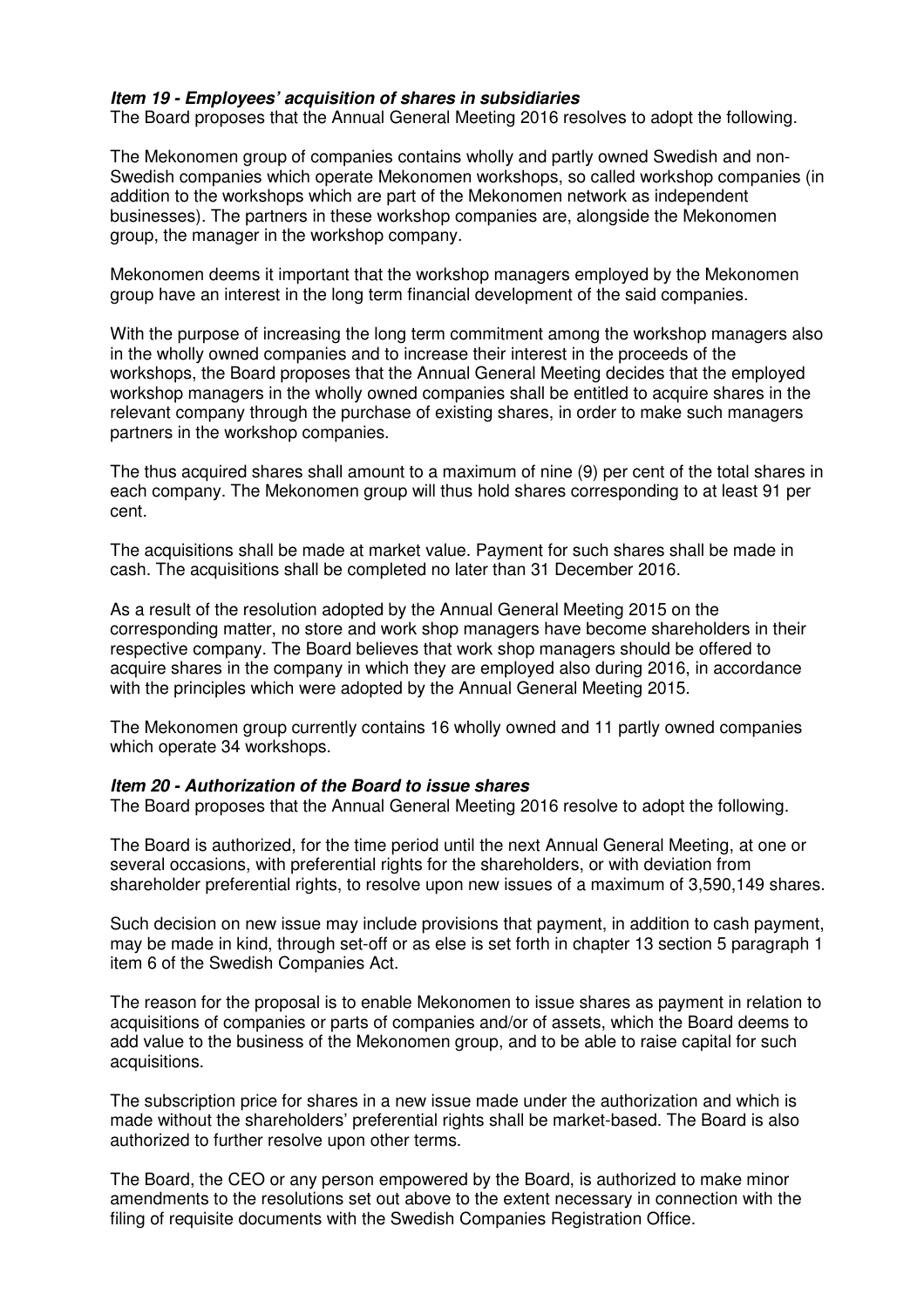***Item 19 - Employees' acquisition of shares in subsidiaries***

The Board proposes that the Annual General Meeting 2016 resolves to adopt the following.

The Mekonomen group of companies contains wholly and partly owned Swedish and non-Swedish companies which operate Mekonomen workshops, so called workshop companies (in addition to the workshops which are part of the Mekonomen network as independent businesses). The partners in these workshop companies are, alongside the Mekonomen group, the manager in the workshop company.

Mekonomen deems it important that the workshop managers employed by the Mekonomen group have an interest in the long term financial development of the said companies.

With the purpose of increasing the long term commitment among the workshop managers also in the wholly owned companies and to increase their interest in the proceeds of the workshops, the Board proposes that the Annual General Meeting decides that the employed workshop managers in the wholly owned companies shall be entitled to acquire shares in the relevant company through the purchase of existing shares, in order to make such managers partners in the workshop companies.

The thus acquired shares shall amount to a maximum of nine (9) per cent of the total shares in each company. The Mekonomen group will thus hold shares corresponding to at least 91 per cent.

The acquisitions shall be made at market value. Payment for such shares shall be made in cash. The acquisitions shall be completed no later than 31 December 2016.

As a result of the resolution adopted by the Annual General Meeting 2015 on the corresponding matter, no store and work shop managers have become shareholders in their respective company. The Board believes that work shop managers should be offered to acquire shares in the company in which they are employed also during 2016, in accordance with the principles which were adopted by the Annual General Meeting 2015.

The Mekonomen group currently contains 16 wholly owned and 11 partly owned companies which operate 34 workshops.

***Item 20 - Authorization of the Board to issue shares***

The Board proposes that the Annual General Meeting 2016 resolve to adopt the following.

The Board is authorized, for the time period until the next Annual General Meeting, at one or several occasions, with preferential rights for the shareholders, or with deviation from shareholder preferential rights, to resolve upon new issues of a maximum of 3,590,149 shares.

Such decision on new issue may include provisions that payment, in addition to cash payment, may be made in kind, through set-off or as else is set forth in chapter 13 section 5 paragraph 1 item 6 of the Swedish Companies Act.

The reason for the proposal is to enable Mekonomen to issue shares as payment in relation to acquisitions of companies or parts of companies and/or of assets, which the Board deems to add value to the business of the Mekonomen group, and to be able to raise capital for such acquisitions.

The subscription price for shares in a new issue made under the authorization and which is made without the shareholders' preferential rights shall be market-based. The Board is also authorized to further resolve upon other terms.

The Board, the CEO or any person empowered by the Board, is authorized to make minor amendments to the resolutions set out above to the extent necessary in connection with the filing of requisite documents with the Swedish Companies Registration Office.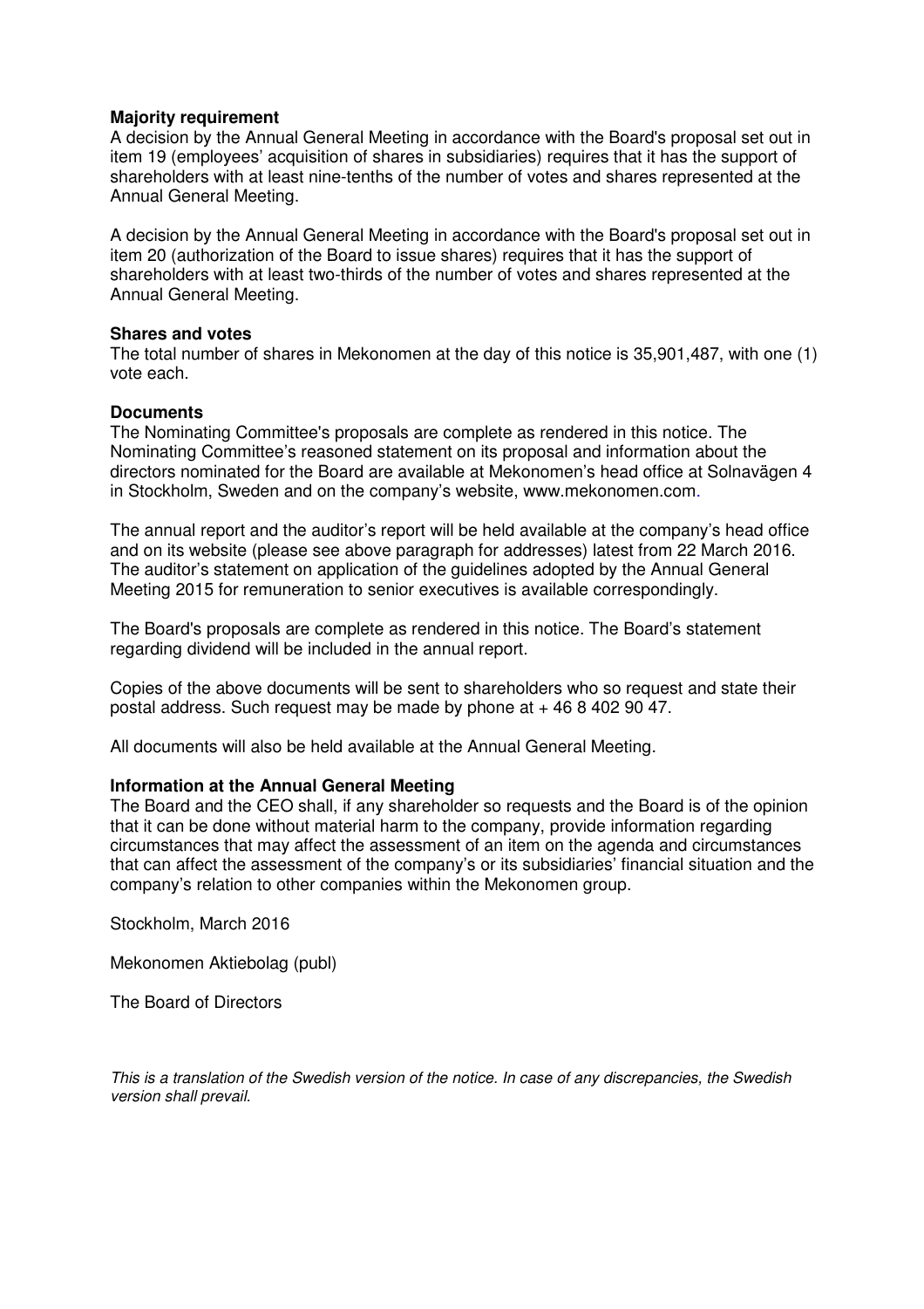**Majority requirement**

A decision by the Annual General Meeting in accordance with the Board's proposal set out in item 19 (employees' acquisition of shares in subsidiaries) requires that it has the support of shareholders with at least nine-tenths of the number of votes and shares represented at the Annual General Meeting.

A decision by the Annual General Meeting in accordance with the Board's proposal set out in item 20 (authorization of the Board to issue shares) requires that it has the support of shareholders with at least two-thirds of the number of votes and shares represented at the Annual General Meeting.

**Shares and votes**

The total number of shares in Mekonomen at the day of this notice is 35,901,487, with one (1) vote each.

**Documents**

The Nominating Committee's proposals are complete as rendered in this notice. The Nominating Committee's reasoned statement on its proposal and information about the directors nominated for the Board are available at Mekonomen's head office at Solnavägen 4 in Stockholm, Sweden and on the company's website, www.mekonomen.com.

The annual report and the auditor's report will be held available at the company's head office and on its website (please see above paragraph for addresses) latest from 22 March 2016. The auditor's statement on application of the guidelines adopted by the Annual General Meeting 2015 for remuneration to senior executives is available correspondingly.

The Board's proposals are complete as rendered in this notice. The Board's statement regarding dividend will be included in the annual report.

Copies of the above documents will be sent to shareholders who so request and state their postal address. Such request may be made by phone at + 46 8 402 90 47.

All documents will also be held available at the Annual General Meeting.

**Information at the Annual General Meeting**

The Board and the CEO shall, if any shareholder so requests and the Board is of the opinion that it can be done without material harm to the company, provide information regarding circumstances that may affect the assessment of an item on the agenda and circumstances that can affect the assessment of the company's or its subsidiaries' financial situation and the company's relation to other companies within the Mekonomen group.

Stockholm, March 2016

Mekonomen Aktiebolag (publ)

The Board of Directors

*This is a translation of the Swedish version of the notice. In case of any discrepancies, the Swedish version shall prevail.*